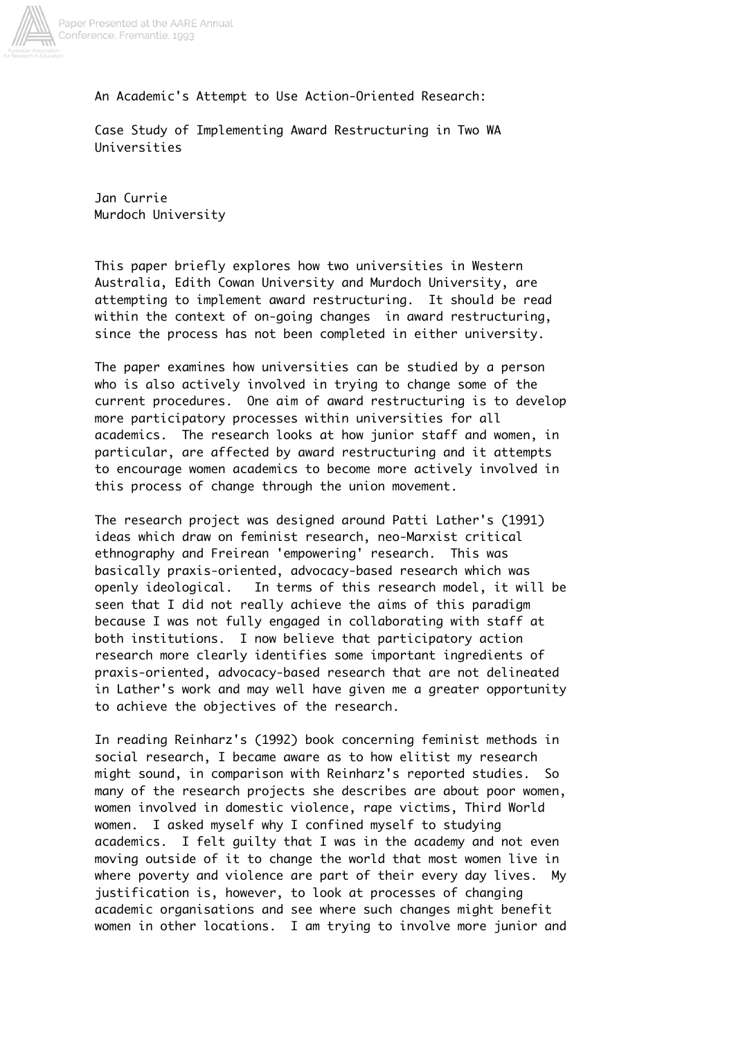# An Academic's Attempt to Use Action-Oriented Research:

## Case Study of Implementing Award Restructuring in Two WA Universities

Jan Currie
Murdoch University

This paper briefly explores how two universities in Western Australia, Edith Cowan University and Murdoch University, are attempting to implement award restructuring. It should be read within the context of on-going changes in award restructuring, since the process has not been completed in either university.

The paper examines how universities can be studied by a person who is also actively involved in trying to change some of the current procedures. One aim of award restructuring is to develop more participatory processes within universities for all academics. The research looks at how junior staff and women, in particular, are affected by award restructuring and it attempts to encourage women academics to become more actively involved in this process of change through the union movement.

The research project was designed around Patti Lather's (1991) ideas which draw on feminist research, neo-Marxist critical ethnography and Freirean 'empowering' research. This was basically praxis-oriented, advocacy-based research which was openly ideological. In terms of this research model, it will be seen that I did not really achieve the aims of this paradigm because I was not fully engaged in collaborating with staff at both institutions. I now believe that participatory action research more clearly identifies some important ingredients of praxis-oriented, advocacy-based research that are not delineated in Lather's work and may well have given me a greater opportunity to achieve the objectives of the research.

In reading Reinharz's (1992) book concerning feminist methods in social research, I became aware as to how elitist my research might sound, in comparison with Reinharz's reported studies. So many of the research projects she describes are about poor women, women involved in domestic violence, rape victims, Third World women. I asked myself why I confined myself to studying academics. I felt guilty that I was in the academy and not even moving outside of it to change the world that most women live in where poverty and violence are part of their every day lives. My justification is, however, to look at processes of changing academic organisations and see where such changes might benefit women in other locations. I am trying to involve more junior and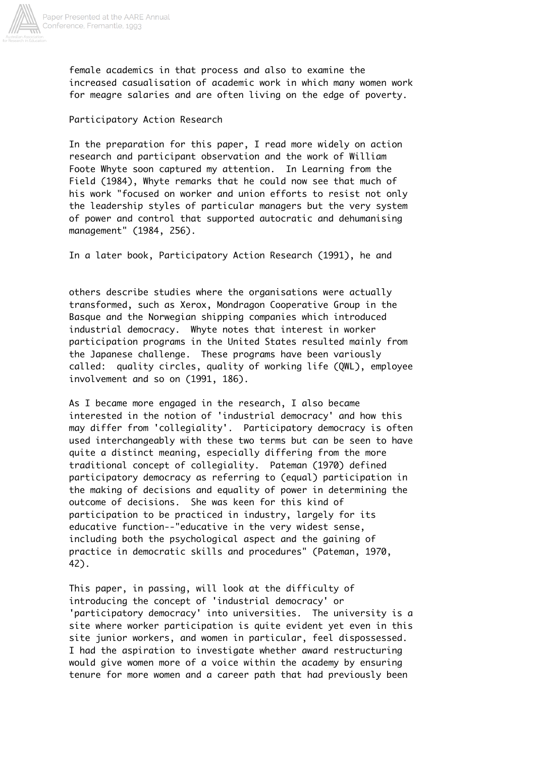female academics in that process and also to examine the increased casualisation of academic work in which many women work for meagre salaries and are often living on the edge of poverty.

## Participatory Action Research

In the preparation for this paper, I read more widely on action research and participant observation and the work of William Foote Whyte soon captured my attention. In Learning from the Field (1984), Whyte remarks that he could now see that much of his work "focused on worker and union efforts to resist not only the leadership styles of particular managers but the very system of power and control that supported autocratic and dehumanising management" (1984, 256).

In a later book, Participatory Action Research (1991), he and others describe studies where the organisations were actually transformed, such as Xerox, Mondragon Cooperative Group in the Basque and the Norwegian shipping companies which introduced industrial democracy. Whyte notes that interest in worker participation programs in the United States resulted mainly from the Japanese challenge. These programs have been variously called: quality circles, quality of working life (QWL), employee involvement and so on (1991, 186).

As I became more engaged in the research, I also became interested in the notion of 'industrial democracy' and how this may differ from 'collegiality'. Participatory democracy is often used interchangeably with these two terms but can be seen to have quite a distinct meaning, especially differing from the more traditional concept of collegiality. Pateman (1970) defined participatory democracy as referring to (equal) participation in the making of decisions and equality of power in determining the outcome of decisions. She was keen for this kind of participation to be practiced in industry, largely for its educative function--"educative in the very widest sense, including both the psychological aspect and the gaining of practice in democratic skills and procedures" (Pateman, 1970, 42).

This paper, in passing, will look at the difficulty of introducing the concept of 'industrial democracy' or 'participatory democracy' into universities. The university is a site where worker participation is quite evident yet even in this site junior workers, and women in particular, feel dispossessed. I had the aspiration to investigate whether award restructuring would give women more of a voice within the academy by ensuring tenure for more women and a career path that had previously been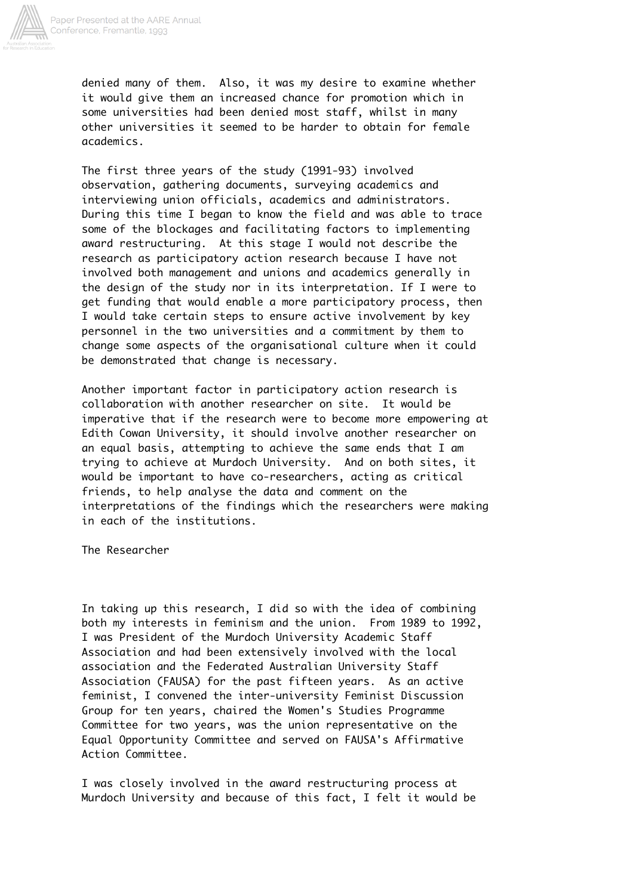denied many of them. Also, it was my desire to examine whether it would give them an increased chance for promotion which in some universities had been denied most staff, whilst in many other universities it seemed to be harder to obtain for female academics.

The first three years of the study (1991-93) involved observation, gathering documents, surveying academics and interviewing union officials, academics and administrators. During this time I began to know the field and was able to trace some of the blockages and facilitating factors to implementing award restructuring. At this stage I would not describe the research as participatory action research because I have not involved both management and unions and academics generally in the design of the study nor in its interpretation. If I were to get funding that would enable a more participatory process, then I would take certain steps to ensure active involvement by key personnel in the two universities and a commitment by them to change some aspects of the organisational culture when it could be demonstrated that change is necessary.

Another important factor in participatory action research is collaboration with another researcher on site. It would be imperative that if the research were to become more empowering at Edith Cowan University, it should involve another researcher on an equal basis, attempting to achieve the same ends that I am trying to achieve at Murdoch University. And on both sites, it would be important to have co-researchers, acting as critical friends, to help analyse the data and comment on the interpretations of the findings which the researchers were making in each of the institutions.

## The Researcher

In taking up this research, I did so with the idea of combining both my interests in feminism and the union. From 1989 to 1992, I was President of the Murdoch University Academic Staff Association and had been extensively involved with the local association and the Federated Australian University Staff Association (FAUSA) for the past fifteen years. As an active feminist, I convened the inter-university Feminist Discussion Group for ten years, chaired the Women's Studies Programme Committee for two years, was the union representative on the Equal Opportunity Committee and served on FAUSA's Affirmative Action Committee.

I was closely involved in the award restructuring process at Murdoch University and because of this fact, I felt it would be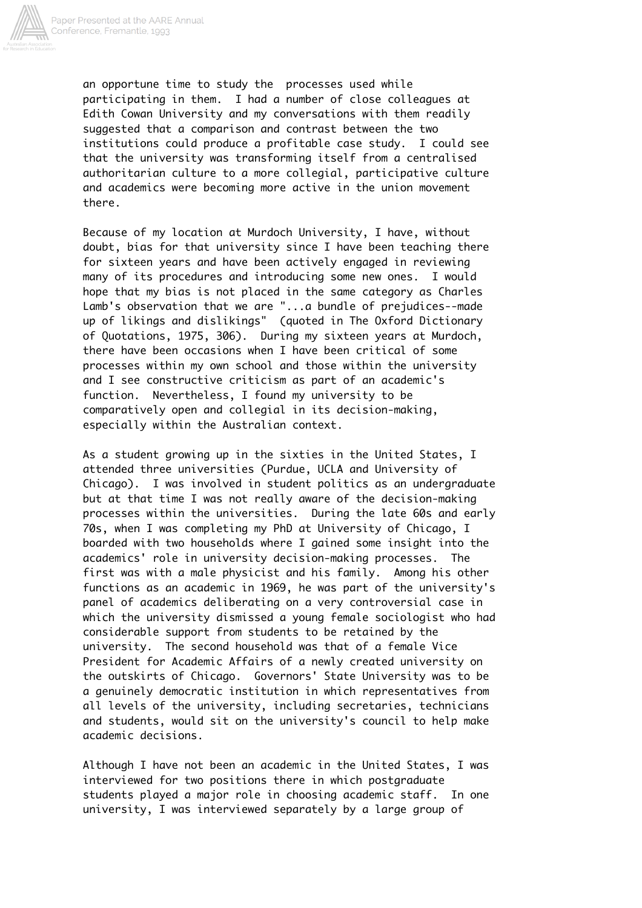an opportune time to study the processes used while participating in them. I had a number of close colleagues at Edith Cowan University and my conversations with them readily suggested that a comparison and contrast between the two institutions could produce a profitable case study. I could see that the university was transforming itself from a centralised authoritarian culture to a more collegial, participative culture and academics were becoming more active in the union movement there.

Because of my location at Murdoch University, I have, without doubt, bias for that university since I have been teaching there for sixteen years and have been actively engaged in reviewing many of its procedures and introducing some new ones. I would hope that my bias is not placed in the same category as Charles Lamb's observation that we are "...a bundle of prejudices--made up of likings and dislikings" (quoted in The Oxford Dictionary of Quotations, 1975, 306). During my sixteen years at Murdoch, there have been occasions when I have been critical of some processes within my own school and those within the university and I see constructive criticism as part of an academic's function. Nevertheless, I found my university to be comparatively open and collegial in its decision-making, especially within the Australian context.

As a student growing up in the sixties in the United States, I attended three universities (Purdue, UCLA and University of Chicago). I was involved in student politics as an undergraduate but at that time I was not really aware of the decision-making processes within the universities. During the late 60s and early 70s, when I was completing my PhD at University of Chicago, I boarded with two households where I gained some insight into the academics' role in university decision-making processes. The first was with a male physicist and his family. Among his other functions as an academic in 1969, he was part of the university's panel of academics deliberating on a very controversial case in which the university dismissed a young female sociologist who had considerable support from students to be retained by the university. The second household was that of a female Vice President for Academic Affairs of a newly created university on the outskirts of Chicago. Governors' State University was to be a genuinely democratic institution in which representatives from all levels of the university, including secretaries, technicians and students, would sit on the university's council to help make academic decisions.

Although I have not been an academic in the United States, I was interviewed for two positions there in which postgraduate students played a major role in choosing academic staff. In one university, I was interviewed separately by a large group of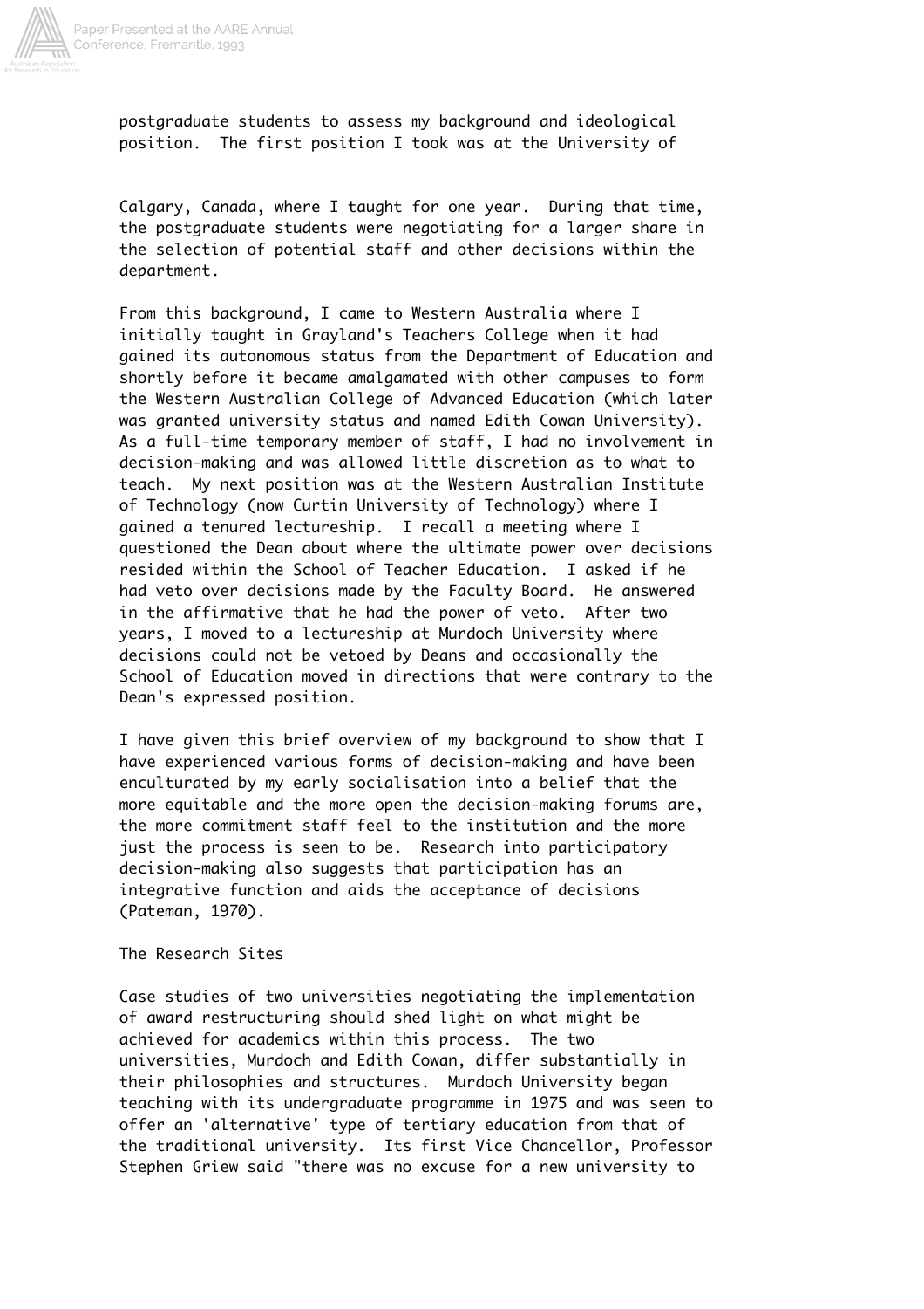postgraduate students to assess my background and ideological position. The first position I took was at the University of Calgary, Canada, where I taught for one year. During that time, the postgraduate students were negotiating for a larger share in the selection of potential staff and other decisions within the department.

From this background, I came to Western Australia where I initially taught in Grayland's Teachers College when it had gained its autonomous status from the Department of Education and shortly before it became amalgamated with other campuses to form the Western Australian College of Advanced Education (which later was granted university status and named Edith Cowan University). As a full-time temporary member of staff, I had no involvement in decision-making and was allowed little discretion as to what to teach. My next position was at the Western Australian Institute of Technology (now Curtin University of Technology) where I gained a tenured lectureship. I recall a meeting where I questioned the Dean about where the ultimate power over decisions resided within the School of Teacher Education. I asked if he had veto over decisions made by the Faculty Board. He answered in the affirmative that he had the power of veto. After two years, I moved to a lectureship at Murdoch University where decisions could not be vetoed by Deans and occasionally the School of Education moved in directions that were contrary to the Dean's expressed position.

I have given this brief overview of my background to show that I have experienced various forms of decision-making and have been enculturated by my early socialisation into a belief that the more equitable and the more open the decision-making forums are, the more commitment staff feel to the institution and the more just the process is seen to be. Research into participatory decision-making also suggests that participation has an integrative function and aids the acceptance of decisions (Pateman, 1970).

## The Research Sites

Case studies of two universities negotiating the implementation of award restructuring should shed light on what might be achieved for academics within this process. The two universities, Murdoch and Edith Cowan, differ substantially in their philosophies and structures. Murdoch University began teaching with its undergraduate programme in 1975 and was seen to offer an 'alternative' type of tertiary education from that of the traditional university. Its first Vice Chancellor, Professor Stephen Griew said "there was no excuse for a new university to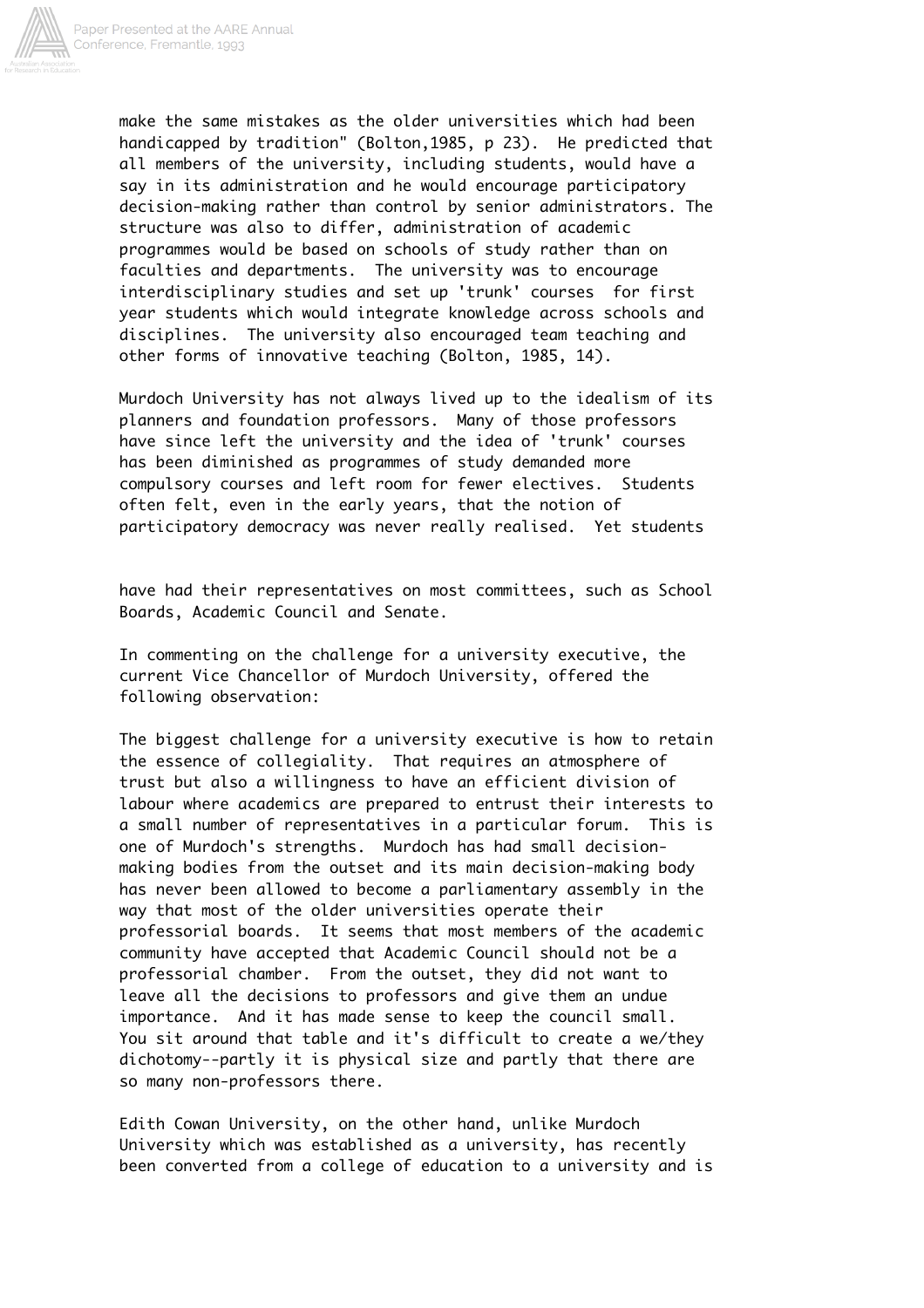make the same mistakes as the older universities which had been handicapped by tradition" (Bolton,1985, p 23). He predicted that all members of the university, including students, would have a say in its administration and he would encourage participatory decision-making rather than control by senior administrators. The structure was also to differ, administration of academic programmes would be based on schools of study rather than on faculties and departments. The university was to encourage interdisciplinary studies and set up 'trunk' courses for first year students which would integrate knowledge across schools and disciplines. The university also encouraged team teaching and other forms of innovative teaching (Bolton, 1985, 14).

Murdoch University has not always lived up to the idealism of its planners and foundation professors. Many of those professors have since left the university and the idea of 'trunk' courses has been diminished as programmes of study demanded more compulsory courses and left room for fewer electives. Students often felt, even in the early years, that the notion of participatory democracy was never really realised. Yet students have had their representatives on most committees, such as School Boards, Academic Council and Senate.

In commenting on the challenge for a university executive, the current Vice Chancellor of Murdoch University, offered the following observation:

The biggest challenge for a university executive is how to retain the essence of collegiality. That requires an atmosphere of trust but also a willingness to have an efficient division of labour where academics are prepared to entrust their interests to a small number of representatives in a particular forum. This is one of Murdoch's strengths. Murdoch has had small decision-making bodies from the outset and its main decision-making body has never been allowed to become a parliamentary assembly in the way that most of the older universities operate their professorial boards. It seems that most members of the academic community have accepted that Academic Council should not be a professorial chamber. From the outset, they did not want to leave all the decisions to professors and give them an undue importance. And it has made sense to keep the council small. You sit around that table and it's difficult to create a we/they dichotomy--partly it is physical size and partly that there are so many non-professors there.

Edith Cowan University, on the other hand, unlike Murdoch University which was established as a university, has recently been converted from a college of education to a university and is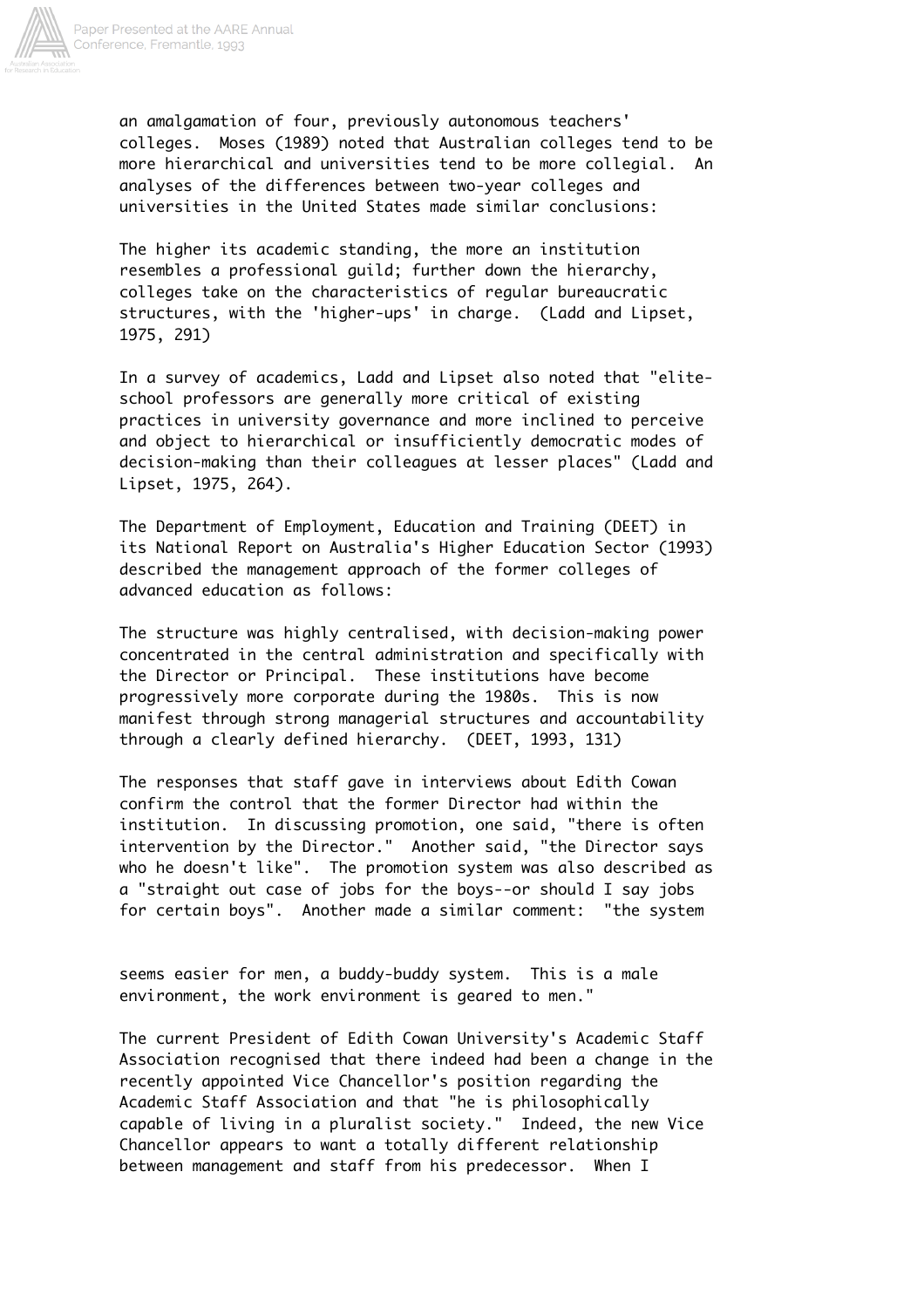an amalgamation of four, previously autonomous teachers' colleges. Moses (1989) noted that Australian colleges tend to be more hierarchical and universities tend to be more collegial. An analyses of the differences between two-year colleges and universities in the United States made similar conclusions:

The higher its academic standing, the more an institution resembles a professional guild; further down the hierarchy, colleges take on the characteristics of regular bureaucratic structures, with the 'higher-ups' in charge. (Ladd and Lipset, 1975, 291)

In a survey of academics, Ladd and Lipset also noted that "elite-school professors are generally more critical of existing practices in university governance and more inclined to perceive and object to hierarchical or insufficiently democratic modes of decision-making than their colleagues at lesser places" (Ladd and Lipset, 1975, 264).

The Department of Employment, Education and Training (DEET) in its National Report on Australia's Higher Education Sector (1993) described the management approach of the former colleges of advanced education as follows:

The structure was highly centralised, with decision-making power concentrated in the central administration and specifically with the Director or Principal. These institutions have become progressively more corporate during the 1980s. This is now manifest through strong managerial structures and accountability through a clearly defined hierarchy. (DEET, 1993, 131)

The responses that staff gave in interviews about Edith Cowan confirm the control that the former Director had within the institution. In discussing promotion, one said, "there is often intervention by the Director." Another said, "the Director says who he doesn't like". The promotion system was also described as a "straight out case of jobs for the boys--or should I say jobs for certain boys". Another made a similar comment: "the system seems easier for men, a buddy-buddy system. This is a male environment, the work environment is geared to men."

The current President of Edith Cowan University's Academic Staff Association recognised that there indeed had been a change in the recently appointed Vice Chancellor's position regarding the Academic Staff Association and that "he is philosophically capable of living in a pluralist society." Indeed, the new Vice Chancellor appears to want a totally different relationship between management and staff from his predecessor. When I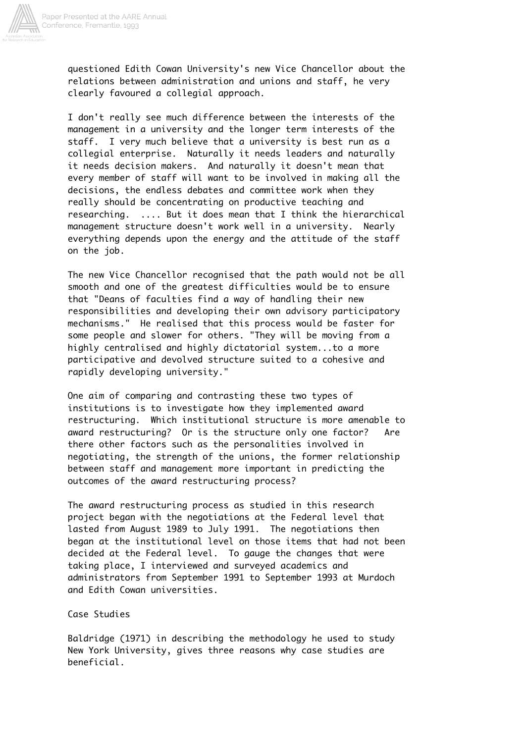questioned Edith Cowan University's new Vice Chancellor about the relations between administration and unions and staff, he very clearly favoured a collegial approach.

> I don't really see much difference between the interests of the management in a university and the longer term interests of the staff. I very much believe that a university is best run as a collegial enterprise. Naturally it needs leaders and naturally it needs decision makers. And naturally it doesn't mean that every member of staff will want to be involved in making all the decisions, the endless debates and committee work when they really should be concentrating on productive teaching and researching. .... But it does mean that I think the hierarchical management structure doesn't work well in a university. Nearly everything depends upon the energy and the attitude of the staff on the job.

The new Vice Chancellor recognised that the path would not be all smooth and one of the greatest difficulties would be to ensure that "Deans of faculties find a way of handling their new responsibilities and developing their own advisory participatory mechanisms." He realised that this process would be faster for some people and slower for others. "They will be moving from a highly centralised and highly dictatorial system...to a more participative and devolved structure suited to a cohesive and rapidly developing university."

One aim of comparing and contrasting these two types of institutions is to investigate how they implemented award restructuring. Which institutional structure is more amenable to award restructuring? Or is the structure only one factor? Are there other factors such as the personalities involved in negotiating, the strength of the unions, the former relationship between staff and management more important in predicting the outcomes of the award restructuring process?

The award restructuring process as studied in this research project began with the negotiations at the Federal level that lasted from August 1989 to July 1991. The negotiations then began at the institutional level on those items that had not been decided at the Federal level. To gauge the changes that were taking place, I interviewed and surveyed academics and administrators from September 1991 to September 1993 at Murdoch and Edith Cowan universities.

## Case Studies

Baldridge (1971) in describing the methodology he used to study New York University, gives three reasons why case studies are beneficial.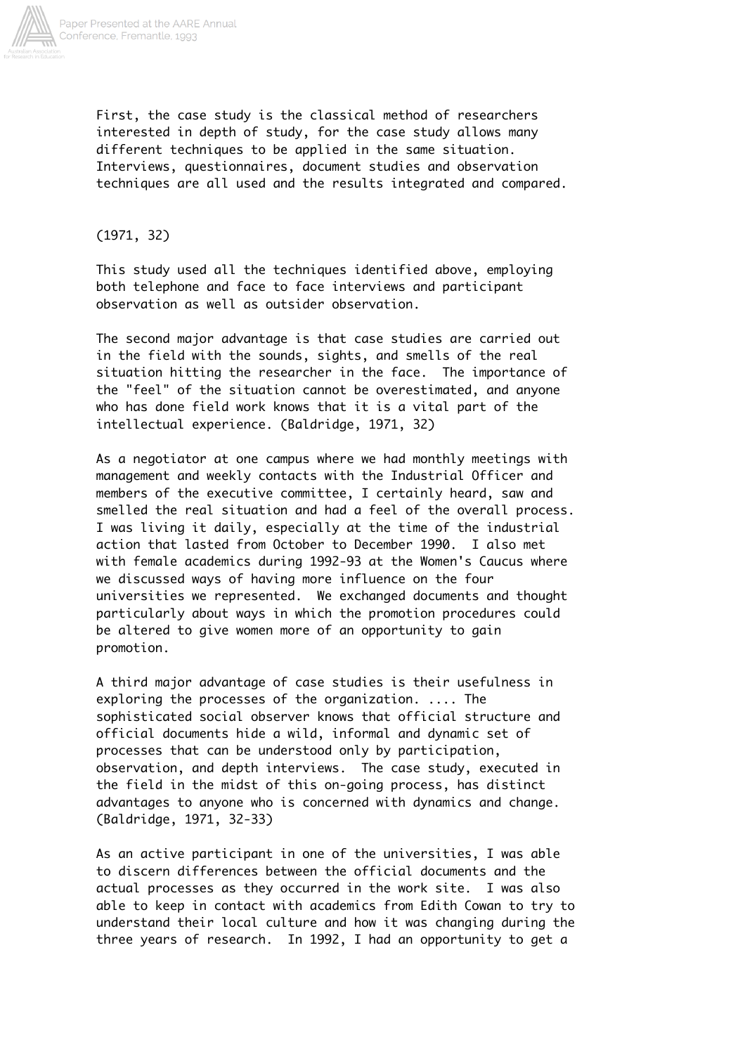First, the case study is the classical method of researchers interested in depth of study, for the case study allows many different techniques to be applied in the same situation. Interviews, questionnaires, document studies and observation techniques are all used and the results integrated and compared.

(1971, 32)

This study used all the techniques identified above, employing both telephone and face to face interviews and participant observation as well as outsider observation.

The second major advantage is that case studies are carried out in the field with the sounds, sights, and smells of the real situation hitting the researcher in the face. The importance of the "feel" of the situation cannot be overestimated, and anyone who has done field work knows that it is a vital part of the intellectual experience. (Baldridge, 1971, 32)

As a negotiator at one campus where we had monthly meetings with management and weekly contacts with the Industrial Officer and members of the executive committee, I certainly heard, saw and smelled the real situation and had a feel of the overall process. I was living it daily, especially at the time of the industrial action that lasted from October to December 1990. I also met with female academics during 1992-93 at the Women's Caucus where we discussed ways of having more influence on the four universities we represented. We exchanged documents and thought particularly about ways in which the promotion procedures could be altered to give women more of an opportunity to gain promotion.

A third major advantage of case studies is their usefulness in exploring the processes of the organization. .... The sophisticated social observer knows that official structure and official documents hide a wild, informal and dynamic set of processes that can be understood only by participation, observation, and depth interviews. The case study, executed in the field in the midst of this on-going process, has distinct advantages to anyone who is concerned with dynamics and change. (Baldridge, 1971, 32-33)

As an active participant in one of the universities, I was able to discern differences between the official documents and the actual processes as they occurred in the work site. I was also able to keep in contact with academics from Edith Cowan to try to understand their local culture and how it was changing during the three years of research. In 1992, I had an opportunity to get a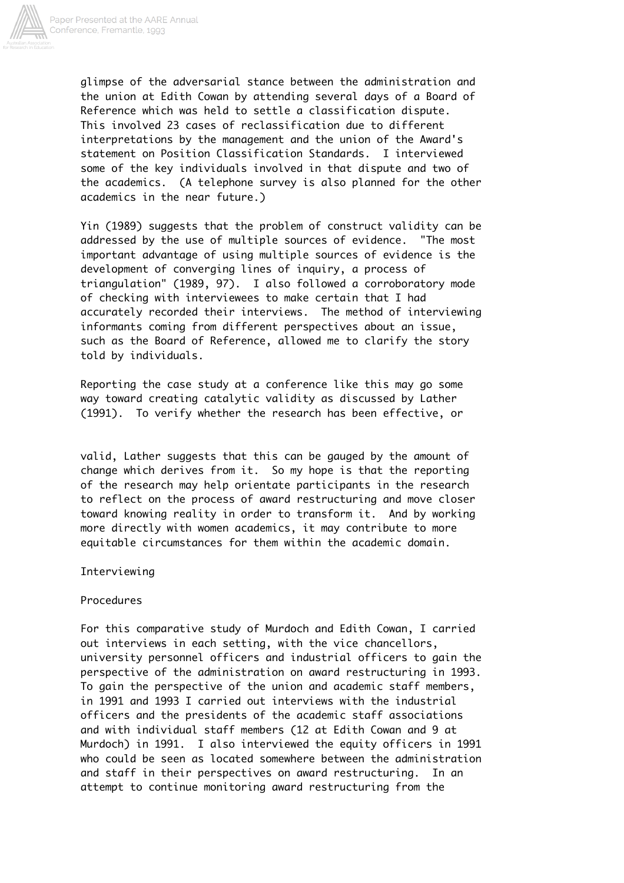glimpse of the adversarial stance between the administration and the union at Edith Cowan by attending several days of a Board of Reference which was held to settle a classification dispute. This involved 23 cases of reclassification due to different interpretations by the management and the union of the Award's statement on Position Classification Standards. I interviewed some of the key individuals involved in that dispute and two of the academics. (A telephone survey is also planned for the other academics in the near future.)

Yin (1989) suggests that the problem of construct validity can be addressed by the use of multiple sources of evidence. "The most important advantage of using multiple sources of evidence is the development of converging lines of inquiry, a process of triangulation" (1989, 97). I also followed a corroboratory mode of checking with interviewees to make certain that I had accurately recorded their interviews. The method of interviewing informants coming from different perspectives about an issue, such as the Board of Reference, allowed me to clarify the story told by individuals.

Reporting the case study at a conference like this may go some way toward creating catalytic validity as discussed by Lather (1991). To verify whether the research has been effective, or valid, Lather suggests that this can be gauged by the amount of change which derives from it. So my hope is that the reporting of the research may help orientate participants in the research to reflect on the process of award restructuring and move closer toward knowing reality in order to transform it. And by working more directly with women academics, it may contribute to more equitable circumstances for them within the academic domain.

## Interviewing

### Procedures

For this comparative study of Murdoch and Edith Cowan, I carried out interviews in each setting, with the vice chancellors, university personnel officers and industrial officers to gain the perspective of the administration on award restructuring in 1993. To gain the perspective of the union and academic staff members, in 1991 and 1993 I carried out interviews with the industrial officers and the presidents of the academic staff associations and with individual staff members (12 at Edith Cowan and 9 at Murdoch) in 1991. I also interviewed the equity officers in 1991 who could be seen as located somewhere between the administration and staff in their perspectives on award restructuring. In an attempt to continue monitoring award restructuring from the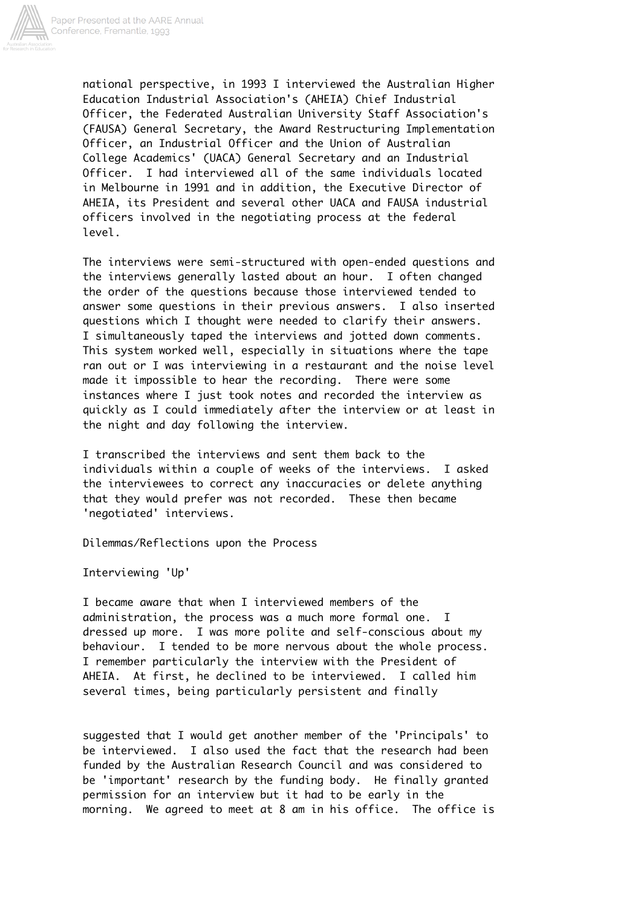national perspective, in 1993 I interviewed the Australian Higher Education Industrial Association's (AHEIA) Chief Industrial Officer, the Federated Australian University Staff Association's (FAUSA) General Secretary, the Award Restructuring Implementation Officer, an Industrial Officer and the Union of Australian College Academics' (UACA) General Secretary and an Industrial Officer. I had interviewed all of the same individuals located in Melbourne in 1991 and in addition, the Executive Director of AHEIA, its President and several other UACA and FAUSA industrial officers involved in the negotiating process at the federal level.

The interviews were semi-structured with open-ended questions and the interviews generally lasted about an hour. I often changed the order of the questions because those interviewed tended to answer some questions in their previous answers. I also inserted questions which I thought were needed to clarify their answers. I simultaneously taped the interviews and jotted down comments. This system worked well, especially in situations where the tape ran out or I was interviewing in a restaurant and the noise level made it impossible to hear the recording. There were some instances where I just took notes and recorded the interview as quickly as I could immediately after the interview or at least in the night and day following the interview.

I transcribed the interviews and sent them back to the individuals within a couple of weeks of the interviews. I asked the interviewees to correct any inaccuracies or delete anything that they would prefer was not recorded. These then became 'negotiated' interviews.

## Dilemmas/Reflections upon the Process

### Interviewing 'Up'

I became aware that when I interviewed members of the administration, the process was a much more formal one. I dressed up more. I was more polite and self-conscious about my behaviour. I tended to be more nervous about the whole process. I remember particularly the interview with the President of AHEIA. At first, he declined to be interviewed. I called him several times, being particularly persistent and finally suggested that I would get another member of the 'Principals' to be interviewed. I also used the fact that the research had been funded by the Australian Research Council and was considered to be 'important' research by the funding body. He finally granted permission for an interview but it had to be early in the morning. We agreed to meet at 8 am in his office. The office is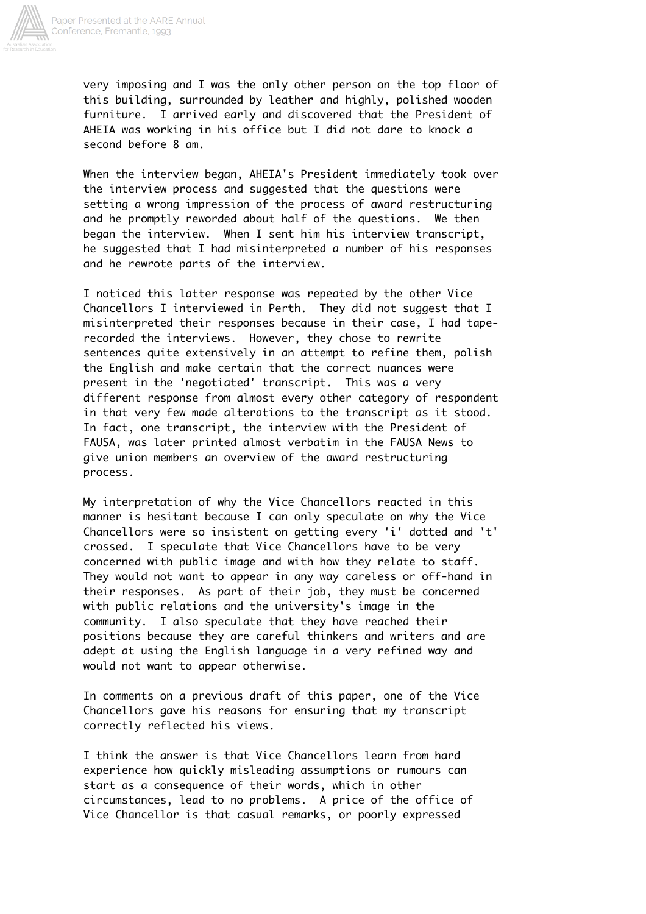very imposing and I was the only other person on the top floor of this building, surrounded by leather and highly, polished wooden furniture. I arrived early and discovered that the President of AHEIA was working in his office but I did not dare to knock a second before 8 am.

When the interview began, AHEIA's President immediately took over the interview process and suggested that the questions were setting a wrong impression of the process of award restructuring and he promptly reworded about half of the questions. We then began the interview. When I sent him his interview transcript, he suggested that I had misinterpreted a number of his responses and he rewrote parts of the interview.

I noticed this latter response was repeated by the other Vice Chancellors I interviewed in Perth. They did not suggest that I misinterpreted their responses because in their case, I had tape-recorded the interviews. However, they chose to rewrite sentences quite extensively in an attempt to refine them, polish the English and make certain that the correct nuances were present in the 'negotiated' transcript. This was a very different response from almost every other category of respondent in that very few made alterations to the transcript as it stood. In fact, one transcript, the interview with the President of FAUSA, was later printed almost verbatim in the FAUSA News to give union members an overview of the award restructuring process.

My interpretation of why the Vice Chancellors reacted in this manner is hesitant because I can only speculate on why the Vice Chancellors were so insistent on getting every 'i' dotted and 't' crossed. I speculate that Vice Chancellors have to be very concerned with public image and with how they relate to staff. They would not want to appear in any way careless or off-hand in their responses. As part of their job, they must be concerned with public relations and the university's image in the community. I also speculate that they have reached their positions because they are careful thinkers and writers and are adept at using the English language in a very refined way and would not want to appear otherwise.

In comments on a previous draft of this paper, one of the Vice Chancellors gave his reasons for ensuring that my transcript correctly reflected his views.

I think the answer is that Vice Chancellors learn from hard experience how quickly misleading assumptions or rumours can start as a consequence of their words, which in other circumstances, lead to no problems. A price of the office of Vice Chancellor is that casual remarks, or poorly expressed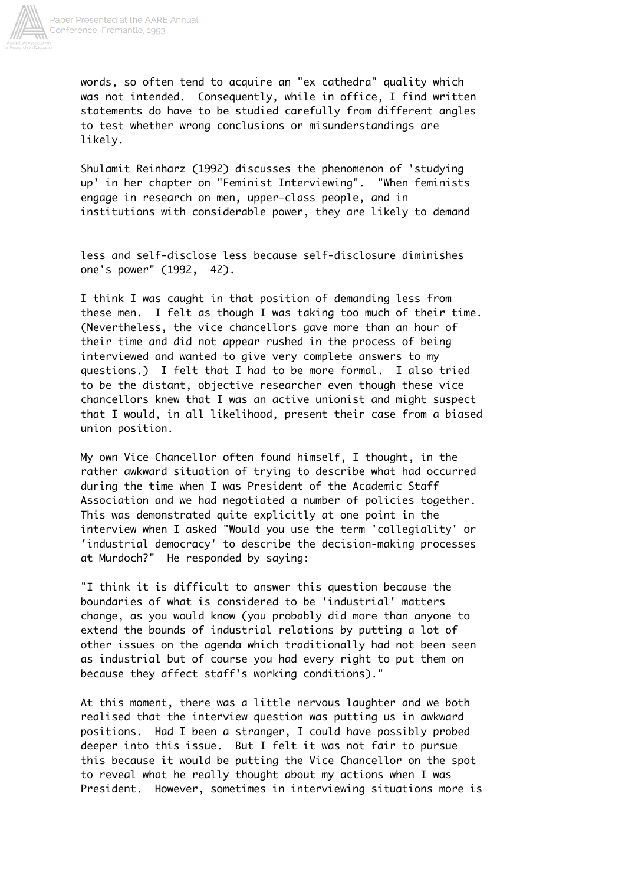words, so often tend to acquire an "ex cathedra" quality which was not intended. Consequently, while in office, I find written statements do have to be studied carefully from different angles to test whether wrong conclusions or misunderstandings are likely.

Shulamit Reinharz (1992) discusses the phenomenon of 'studying up' in her chapter on "Feminist Interviewing". "When feminists engage in research on men, upper-class people, and in institutions with considerable power, they are likely to demand less and self-disclose less because self-disclosure diminishes one's power" (1992, 42).

I think I was caught in that position of demanding less from these men. I felt as though I was taking too much of their time. (Nevertheless, the vice chancellors gave more than an hour of their time and did not appear rushed in the process of being interviewed and wanted to give very complete answers to my questions.) I felt that I had to be more formal. I also tried to be the distant, objective researcher even though these vice chancellors knew that I was an active unionist and might suspect that I would, in all likelihood, present their case from a biased union position.

My own Vice Chancellor often found himself, I thought, in the rather awkward situation of trying to describe what had occurred during the time when I was President of the Academic Staff Association and we had negotiated a number of policies together. This was demonstrated quite explicitly at one point in the interview when I asked "Would you use the term 'collegiality' or 'industrial democracy' to describe the decision-making processes at Murdoch?" He responded by saying:

"I think it is difficult to answer this question because the boundaries of what is considered to be 'industrial' matters change, as you would know (you probably did more than anyone to extend the bounds of industrial relations by putting a lot of other issues on the agenda which traditionally had not been seen as industrial but of course you had every right to put them on because they affect staff's working conditions)."

At this moment, there was a little nervous laughter and we both realised that the interview question was putting us in awkward positions. Had I been a stranger, I could have possibly probed deeper into this issue. But I felt it was not fair to pursue this because it would be putting the Vice Chancellor on the spot to reveal what he really thought about my actions when I was President. However, sometimes in interviewing situations more is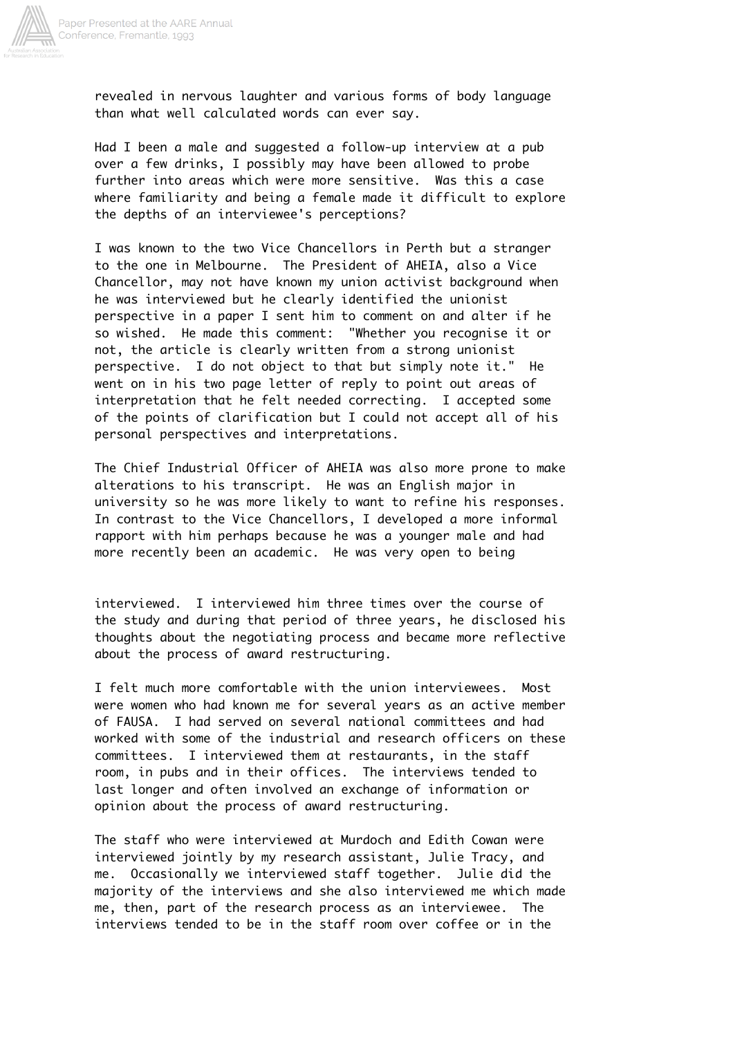revealed in nervous laughter and various forms of body language than what well calculated words can ever say.

Had I been a male and suggested a follow-up interview at a pub over a few drinks, I possibly may have been allowed to probe further into areas which were more sensitive. Was this a case where familiarity and being a female made it difficult to explore the depths of an interviewee's perceptions?

I was known to the two Vice Chancellors in Perth but a stranger to the one in Melbourne. The President of AHEIA, also a Vice Chancellor, may not have known my union activist background when he was interviewed but he clearly identified the unionist perspective in a paper I sent him to comment on and alter if he so wished. He made this comment: "Whether you recognise it or not, the article is clearly written from a strong unionist perspective. I do not object to that but simply note it." He went on in his two page letter of reply to point out areas of interpretation that he felt needed correcting. I accepted some of the points of clarification but I could not accept all of his personal perspectives and interpretations.

The Chief Industrial Officer of AHEIA was also more prone to make alterations to his transcript. He was an English major in university so he was more likely to want to refine his responses. In contrast to the Vice Chancellors, I developed a more informal rapport with him perhaps because he was a younger male and had more recently been an academic. He was very open to being interviewed. I interviewed him three times over the course of the study and during that period of three years, he disclosed his thoughts about the negotiating process and became more reflective about the process of award restructuring.

I felt much more comfortable with the union interviewees. Most were women who had known me for several years as an active member of FAUSA. I had served on several national committees and had worked with some of the industrial and research officers on these committees. I interviewed them at restaurants, in the staff room, in pubs and in their offices. The interviews tended to last longer and often involved an exchange of information or opinion about the process of award restructuring.

The staff who were interviewed at Murdoch and Edith Cowan were interviewed jointly by my research assistant, Julie Tracy, and me. Occasionally we interviewed staff together. Julie did the majority of the interviews and she also interviewed me which made me, then, part of the research process as an interviewee. The interviews tended to be in the staff room over coffee or in the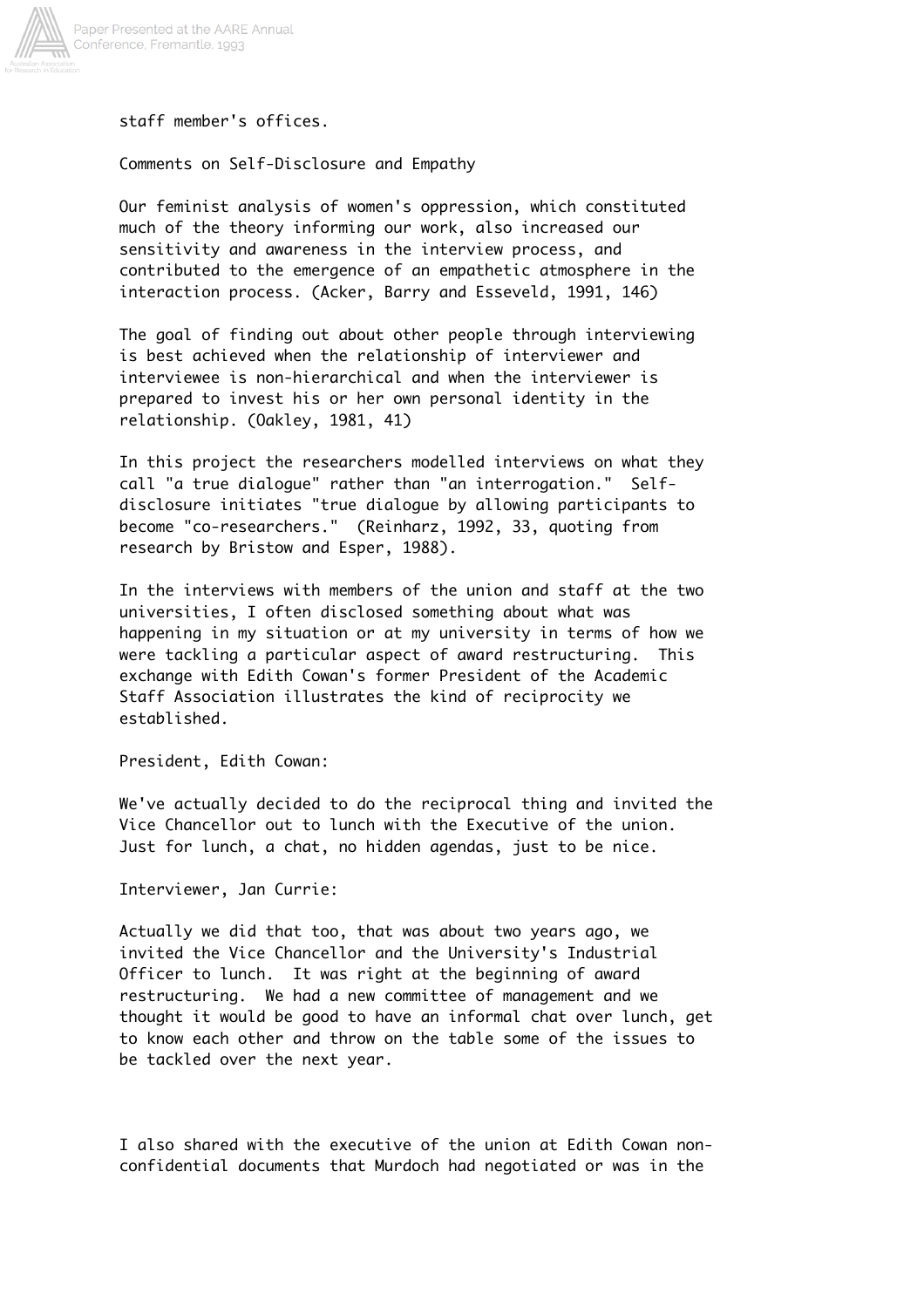staff member's offices.

## Comments on Self-Disclosure and Empathy

Our feminist analysis of women's oppression, which constituted much of the theory informing our work, also increased our sensitivity and awareness in the interview process, and contributed to the emergence of an empathetic atmosphere in the interaction process. (Acker, Barry and Esseveld, 1991, 146)

The goal of finding out about other people through interviewing is best achieved when the relationship of interviewer and interviewee is non-hierarchical and when the interviewer is prepared to invest his or her own personal identity in the relationship. (Oakley, 1981, 41)

In this project the researchers modelled interviews on what they call "a true dialogue" rather than "an interrogation." Self-disclosure initiates "true dialogue by allowing participants to become "co-researchers." (Reinharz, 1992, 33, quoting from research by Bristow and Esper, 1988).

In the interviews with members of the union and staff at the two universities, I often disclosed something about what was happening in my situation or at my university in terms of how we were tackling a particular aspect of award restructuring. This exchange with Edith Cowan's former President of the Academic Staff Association illustrates the kind of reciprocity we established.

President, Edith Cowan:

We've actually decided to do the reciprocal thing and invited the Vice Chancellor out to lunch with the Executive of the union. Just for lunch, a chat, no hidden agendas, just to be nice.

Interviewer, Jan Currie:

Actually we did that too, that was about two years ago, we invited the Vice Chancellor and the University's Industrial Officer to lunch. It was right at the beginning of award restructuring. We had a new committee of management and we thought it would be good to have an informal chat over lunch, get to know each other and throw on the table some of the issues to be tackled over the next year.

I also shared with the executive of the union at Edith Cowan non-confidential documents that Murdoch had negotiated or was in the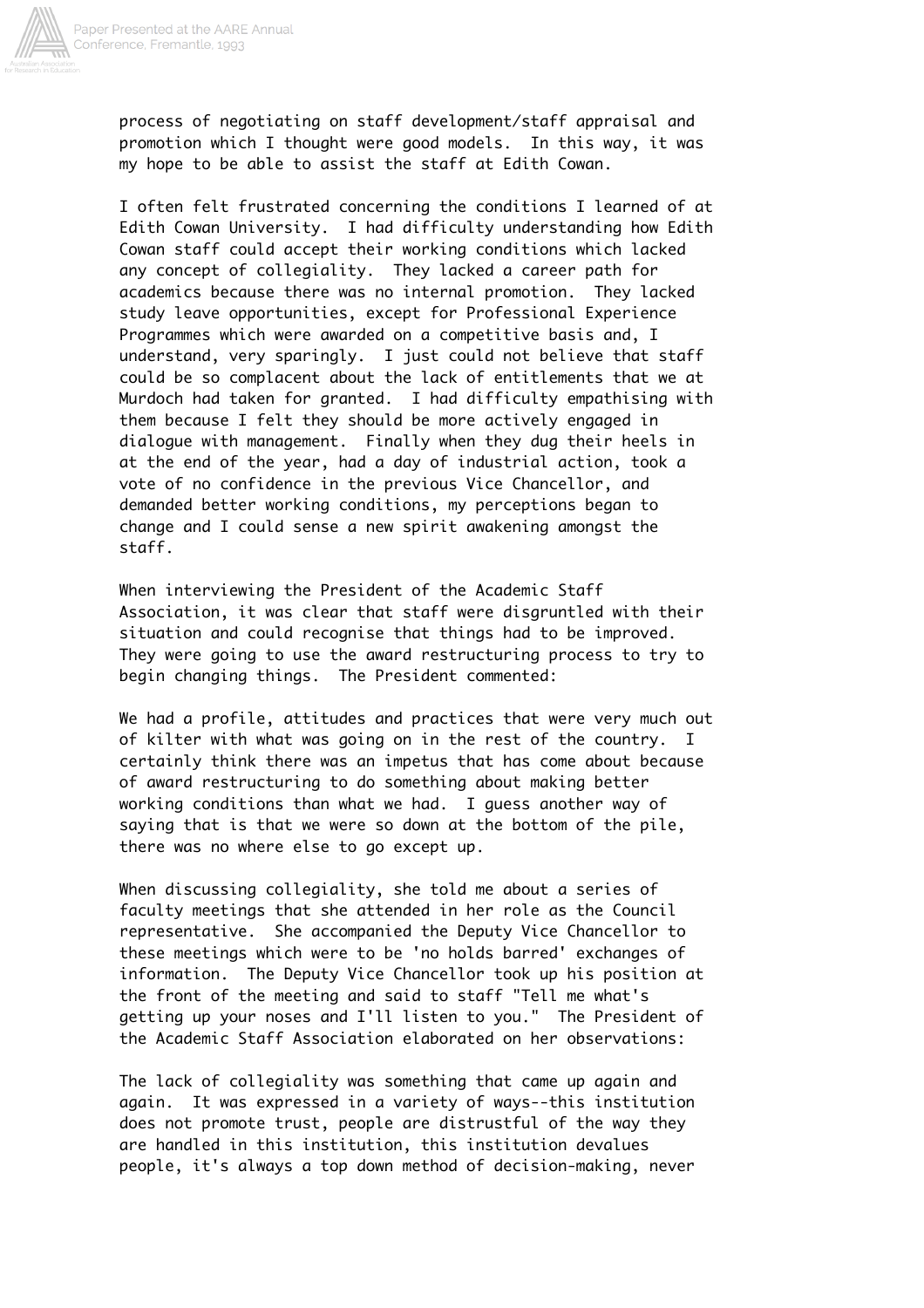process of negotiating on staff development/staff appraisal and promotion which I thought were good models. In this way, it was my hope to be able to assist the staff at Edith Cowan.

I often felt frustrated concerning the conditions I learned of at Edith Cowan University. I had difficulty understanding how Edith Cowan staff could accept their working conditions which lacked any concept of collegiality. They lacked a career path for academics because there was no internal promotion. They lacked study leave opportunities, except for Professional Experience Programmes which were awarded on a competitive basis and, I understand, very sparingly. I just could not believe that staff could be so complacent about the lack of entitlements that we at Murdoch had taken for granted. I had difficulty empathising with them because I felt they should be more actively engaged in dialogue with management. Finally when they dug their heels in at the end of the year, had a day of industrial action, took a vote of no confidence in the previous Vice Chancellor, and demanded better working conditions, my perceptions began to change and I could sense a new spirit awakening amongst the staff.

When interviewing the President of the Academic Staff Association, it was clear that staff were disgruntled with their situation and could recognise that things had to be improved. They were going to use the award restructuring process to try to begin changing things. The President commented:

We had a profile, attitudes and practices that were very much out of kilter with what was going on in the rest of the country. I certainly think there was an impetus that has come about because of award restructuring to do something about making better working conditions than what we had. I guess another way of saying that is that we were so down at the bottom of the pile, there was no where else to go except up.

When discussing collegiality, she told me about a series of faculty meetings that she attended in her role as the Council representative. She accompanied the Deputy Vice Chancellor to these meetings which were to be 'no holds barred' exchanges of information. The Deputy Vice Chancellor took up his position at the front of the meeting and said to staff "Tell me what's getting up your noses and I'll listen to you." The President of the Academic Staff Association elaborated on her observations:

The lack of collegiality was something that came up again and again. It was expressed in a variety of ways--this institution does not promote trust, people are distrustful of the way they are handled in this institution, this institution devalues people, it's always a top down method of decision-making, never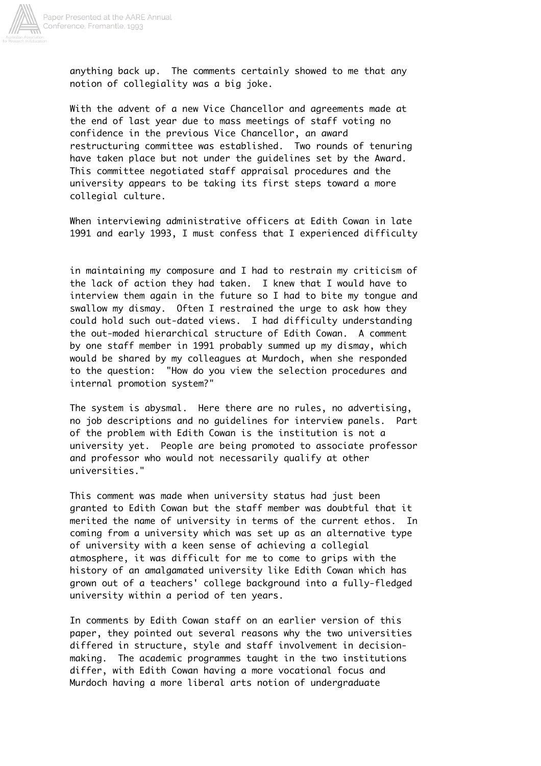anything back up. The comments certainly showed to me that any notion of collegiality was a big joke.

With the advent of a new Vice Chancellor and agreements made at the end of last year due to mass meetings of staff voting no confidence in the previous Vice Chancellor, an award restructuring committee was established. Two rounds of tenuring have taken place but not under the guidelines set by the Award. This committee negotiated staff appraisal procedures and the university appears to be taking its first steps toward a more collegial culture.

When interviewing administrative officers at Edith Cowan in late 1991 and early 1993, I must confess that I experienced difficulty in maintaining my composure and I had to restrain my criticism of the lack of action they had taken. I knew that I would have to interview them again in the future so I had to bite my tongue and swallow my dismay. Often I restrained the urge to ask how they could hold such out-dated views. I had difficulty understanding the out-moded hierarchical structure of Edith Cowan. A comment by one staff member in 1991 probably summed up my dismay, which would be shared by my colleagues at Murdoch, when she responded to the question: "How do you view the selection procedures and internal promotion system?"

The system is abysmal. Here there are no rules, no advertising, no job descriptions and no guidelines for interview panels. Part of the problem with Edith Cowan is the institution is not a university yet. People are being promoted to associate professor and professor who would not necessarily qualify at other universities."

This comment was made when university status had just been granted to Edith Cowan but the staff member was doubtful that it merited the name of university in terms of the current ethos. In coming from a university which was set up as an alternative type of university with a keen sense of achieving a collegial atmosphere, it was difficult for me to come to grips with the history of an amalgamated university like Edith Cowan which has grown out of a teachers' college background into a fully-fledged university within a period of ten years.

In comments by Edith Cowan staff on an earlier version of this paper, they pointed out several reasons why the two universities differed in structure, style and staff involvement in decision-making. The academic programmes taught in the two institutions differ, with Edith Cowan having a more vocational focus and Murdoch having a more liberal arts notion of undergraduate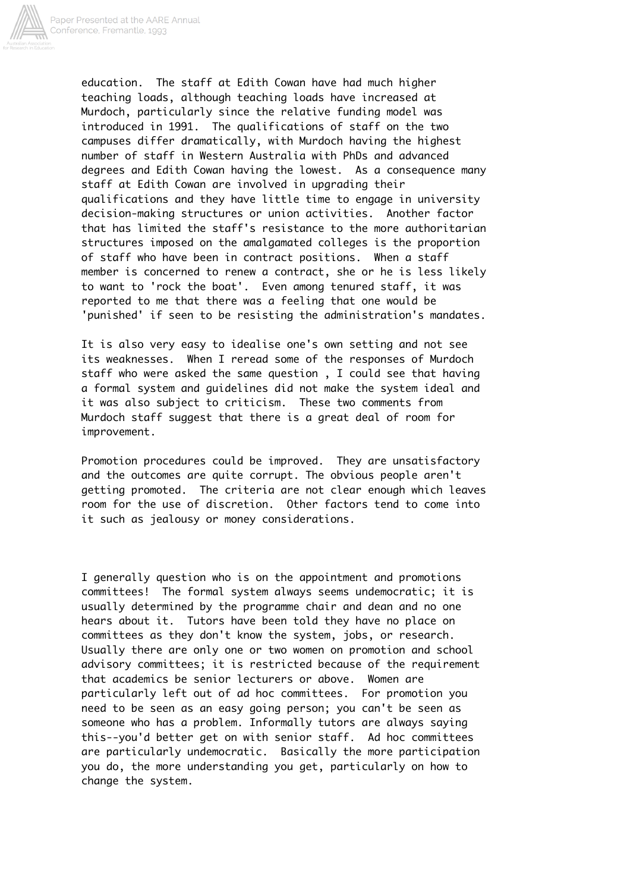education. The staff at Edith Cowan have had much higher teaching loads, although teaching loads have increased at Murdoch, particularly since the relative funding model was introduced in 1991. The qualifications of staff on the two campuses differ dramatically, with Murdoch having the highest number of staff in Western Australia with PhDs and advanced degrees and Edith Cowan having the lowest. As a consequence many staff at Edith Cowan are involved in upgrading their qualifications and they have little time to engage in university decision-making structures or union activities. Another factor that has limited the staff's resistance to the more authoritarian structures imposed on the amalgamated colleges is the proportion of staff who have been in contract positions. When a staff member is concerned to renew a contract, she or he is less likely to want to 'rock the boat'. Even among tenured staff, it was reported to me that there was a feeling that one would be 'punished' if seen to be resisting the administration's mandates.

It is also very easy to idealise one's own setting and not see its weaknesses. When I reread some of the responses of Murdoch staff who were asked the same question , I could see that having a formal system and guidelines did not make the system ideal and it was also subject to criticism. These two comments from Murdoch staff suggest that there is a great deal of room for improvement.

Promotion procedures could be improved. They are unsatisfactory and the outcomes are quite corrupt. The obvious people aren't getting promoted. The criteria are not clear enough which leaves room for the use of discretion. Other factors tend to come into it such as jealousy or money considerations.

I generally question who is on the appointment and promotions committees! The formal system always seems undemocratic; it is usually determined by the programme chair and dean and no one hears about it. Tutors have been told they have no place on committees as they don't know the system, jobs, or research. Usually there are only one or two women on promotion and school advisory committees; it is restricted because of the requirement that academics be senior lecturers or above. Women are particularly left out of ad hoc committees. For promotion you need to be seen as an easy going person; you can't be seen as someone who has a problem. Informally tutors are always saying this--you'd better get on with senior staff. Ad hoc committees are particularly undemocratic. Basically the more participation you do, the more understanding you get, particularly on how to change the system.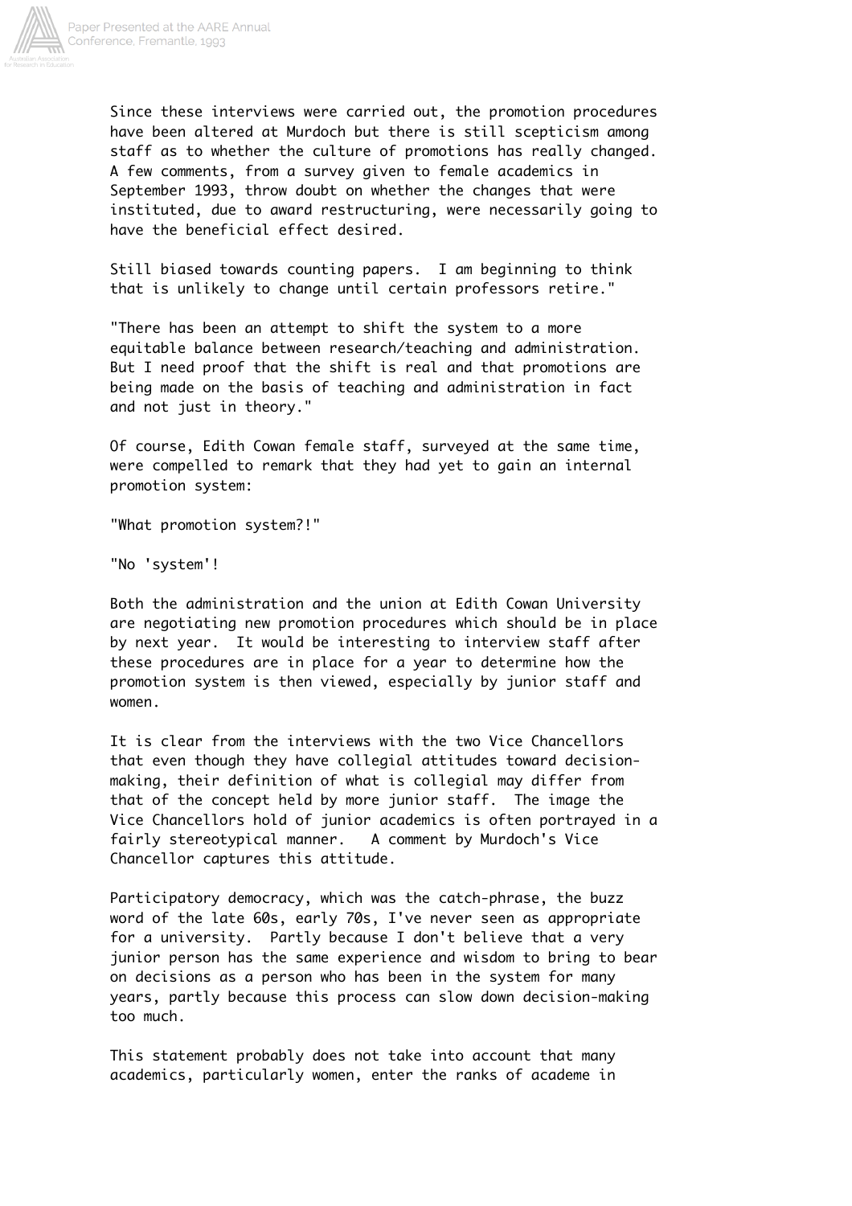Since these interviews were carried out, the promotion procedures have been altered at Murdoch but there is still scepticism among staff as to whether the culture of promotions has really changed. A few comments, from a survey given to female academics in September 1993, throw doubt on whether the changes that were instituted, due to award restructuring, were necessarily going to have the beneficial effect desired.

Still biased towards counting papers. I am beginning to think that is unlikely to change until certain professors retire."

"There has been an attempt to shift the system to a more equitable balance between research/teaching and administration. But I need proof that the shift is real and that promotions are being made on the basis of teaching and administration in fact and not just in theory."

Of course, Edith Cowan female staff, surveyed at the same time, were compelled to remark that they had yet to gain an internal promotion system:

"What promotion system?!"

"No 'system'!

Both the administration and the union at Edith Cowan University are negotiating new promotion procedures which should be in place by next year. It would be interesting to interview staff after these procedures are in place for a year to determine how the promotion system is then viewed, especially by junior staff and women.

It is clear from the interviews with the two Vice Chancellors that even though they have collegial attitudes toward decision-making, their definition of what is collegial may differ from that of the concept held by more junior staff. The image the Vice Chancellors hold of junior academics is often portrayed in a fairly stereotypical manner. A comment by Murdoch's Vice Chancellor captures this attitude.

Participatory democracy, which was the catch-phrase, the buzz word of the late 60s, early 70s, I've never seen as appropriate for a university. Partly because I don't believe that a very junior person has the same experience and wisdom to bring to bear on decisions as a person who has been in the system for many years, partly because this process can slow down decision-making too much.

This statement probably does not take into account that many academics, particularly women, enter the ranks of academe in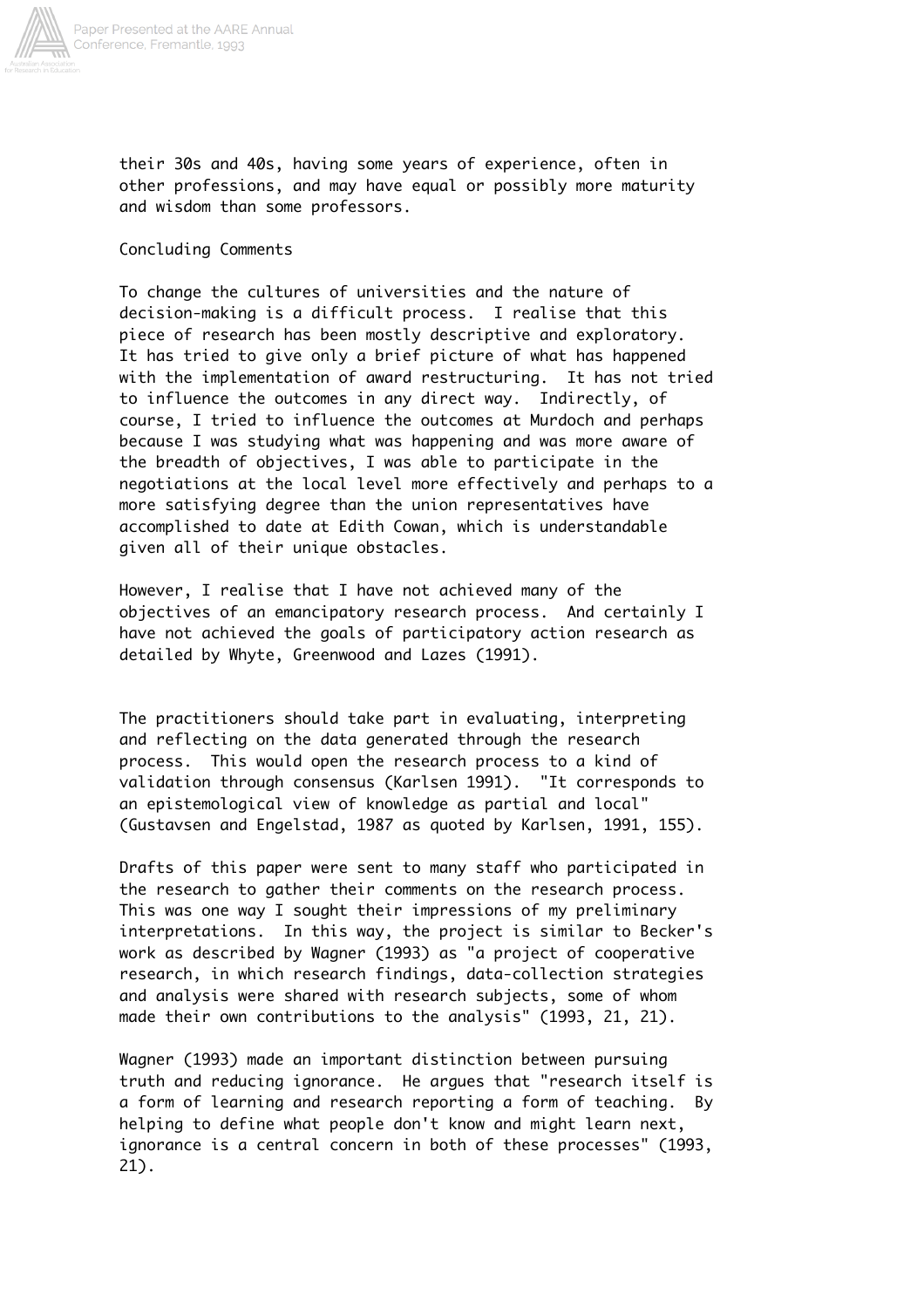their 30s and 40s, having some years of experience, often in other professions, and may have equal or possibly more maturity and wisdom than some professors.

## Concluding Comments

To change the cultures of universities and the nature of decision-making is a difficult process. I realise that this piece of research has been mostly descriptive and exploratory. It has tried to give only a brief picture of what has happened with the implementation of award restructuring. It has not tried to influence the outcomes in any direct way. Indirectly, of course, I tried to influence the outcomes at Murdoch and perhaps because I was studying what was happening and was more aware of the breadth of objectives, I was able to participate in the negotiations at the local level more effectively and perhaps to a more satisfying degree than the union representatives have accomplished to date at Edith Cowan, which is understandable given all of their unique obstacles.

However, I realise that I have not achieved many of the objectives of an emancipatory research process. And certainly I have not achieved the goals of participatory action research as detailed by Whyte, Greenwood and Lazes (1991).

The practitioners should take part in evaluating, interpreting and reflecting on the data generated through the research process. This would open the research process to a kind of validation through consensus (Karlsen 1991). "It corresponds to an epistemological view of knowledge as partial and local" (Gustavsen and Engelstad, 1987 as quoted by Karlsen, 1991, 155).

Drafts of this paper were sent to many staff who participated in the research to gather their comments on the research process. This was one way I sought their impressions of my preliminary interpretations. In this way, the project is similar to Becker's work as described by Wagner (1993) as "a project of cooperative research, in which research findings, data-collection strategies and analysis were shared with research subjects, some of whom made their own contributions to the analysis" (1993, 21, 21).

Wagner (1993) made an important distinction between pursuing truth and reducing ignorance. He argues that "research itself is a form of learning and research reporting a form of teaching. By helping to define what people don't know and might learn next, ignorance is a central concern in both of these processes" (1993, 21).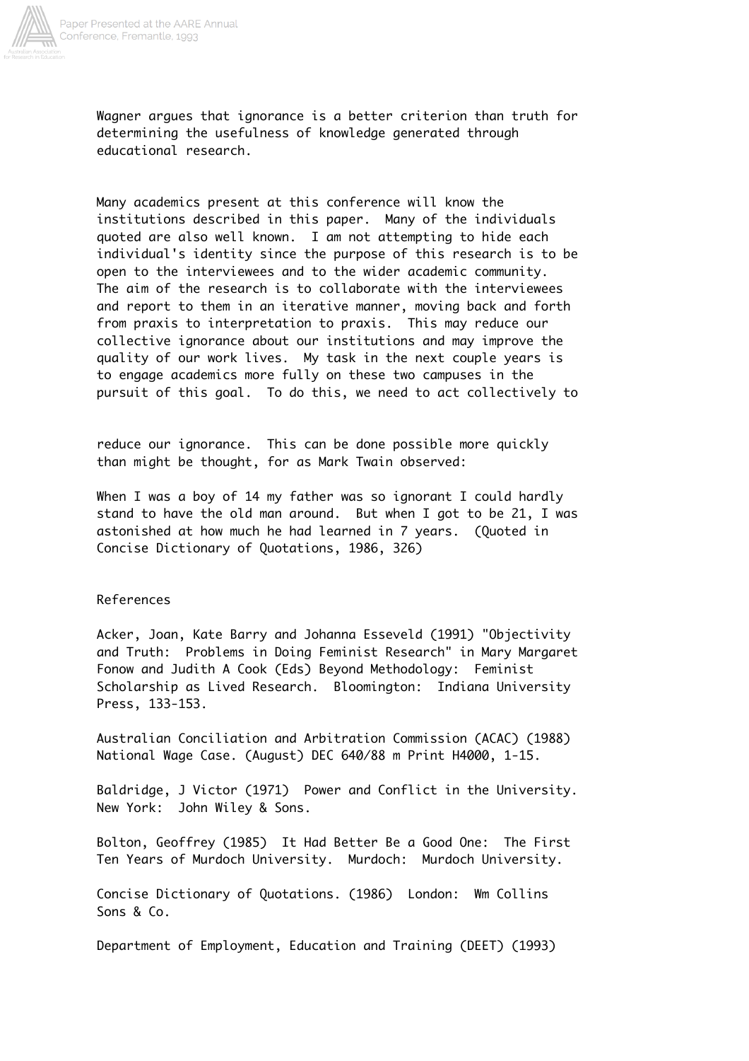Wagner argues that ignorance is a better criterion than truth for determining the usefulness of knowledge generated through educational research.

Many academics present at this conference will know the institutions described in this paper. Many of the individuals quoted are also well known. I am not attempting to hide each individual's identity since the purpose of this research is to be open to the interviewees and to the wider academic community. The aim of the research is to collaborate with the interviewees and report to them in an iterative manner, moving back and forth from praxis to interpretation to praxis. This may reduce our collective ignorance about our institutions and may improve the quality of our work lives. My task in the next couple years is to engage academics more fully on these two campuses in the pursuit of this goal. To do this, we need to act collectively to

reduce our ignorance. This can be done possible more quickly than might be thought, for as Mark Twain observed:

When I was a boy of 14 my father was so ignorant I could hardly stand to have the old man around. But when I got to be 21, I was astonished at how much he had learned in 7 years. (Quoted in Concise Dictionary of Quotations, 1986, 326)

## References

Acker, Joan, Kate Barry and Johanna Esseveld (1991) "Objectivity and Truth: Problems in Doing Feminist Research" in Mary Margaret Fonow and Judith A Cook (Eds) Beyond Methodology: Feminist Scholarship as Lived Research. Bloomington: Indiana University Press, 133-153.

Australian Conciliation and Arbitration Commission (ACAC) (1988) National Wage Case. (August) DEC 640/88 m Print H4000, 1-15.

Baldridge, J Victor (1971) Power and Conflict in the University. New York: John Wiley & Sons.

Bolton, Geoffrey (1985) It Had Better Be a Good One: The First Ten Years of Murdoch University. Murdoch: Murdoch University.

Concise Dictionary of Quotations. (1986) London: Wm Collins Sons & Co.

Department of Employment, Education and Training (DEET) (1993)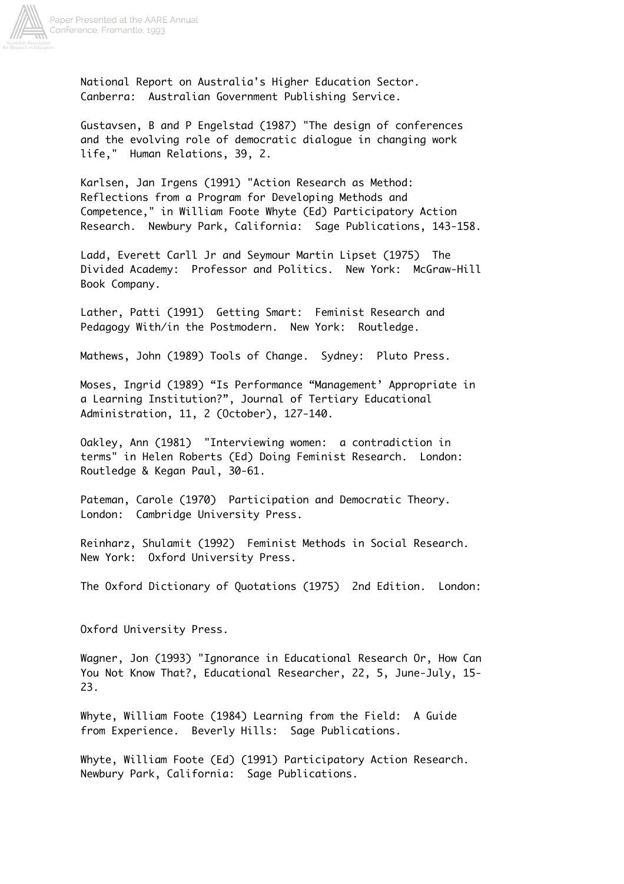National Report on Australia's Higher Education Sector. Canberra: Australian Government Publishing Service.

Gustavsen, B and P Engelstad (1987) "The design of conferences and the evolving role of democratic dialogue in changing work life," Human Relations, 39, 2.

Karlsen, Jan Irgens (1991) "Action Research as Method: Reflections from a Program for Developing Methods and Competence," in William Foote Whyte (Ed) Participatory Action Research. Newbury Park, California: Sage Publications, 143-158.

Ladd, Everett Carll Jr and Seymour Martin Lipset (1975) The Divided Academy: Professor and Politics. New York: McGraw-Hill Book Company.

Lather, Patti (1991) Getting Smart: Feminist Research and Pedagogy With/in the Postmodern. New York: Routledge.

Mathews, John (1989) Tools of Change. Sydney: Pluto Press.

Moses, Ingrid (1989) "Is Performance "Management' Appropriate in a Learning Institution?", Journal of Tertiary Educational Administration, 11, 2 (October), 127-140.

Oakley, Ann (1981) "Interviewing women: a contradiction in terms" in Helen Roberts (Ed) Doing Feminist Research. London: Routledge & Kegan Paul, 30-61.

Pateman, Carole (1970) Participation and Democratic Theory. London: Cambridge University Press.

Reinharz, Shulamit (1992) Feminist Methods in Social Research. New York: Oxford University Press.

The Oxford Dictionary of Quotations (1975) 2nd Edition. London: Oxford University Press.

Wagner, Jon (1993) "Ignorance in Educational Research Or, How Can You Not Know That?, Educational Researcher, 22, 5, June-July, 15-23.

Whyte, William Foote (1984) Learning from the Field: A Guide from Experience. Beverly Hills: Sage Publications.

Whyte, William Foote (Ed) (1991) Participatory Action Research. Newbury Park, California: Sage Publications.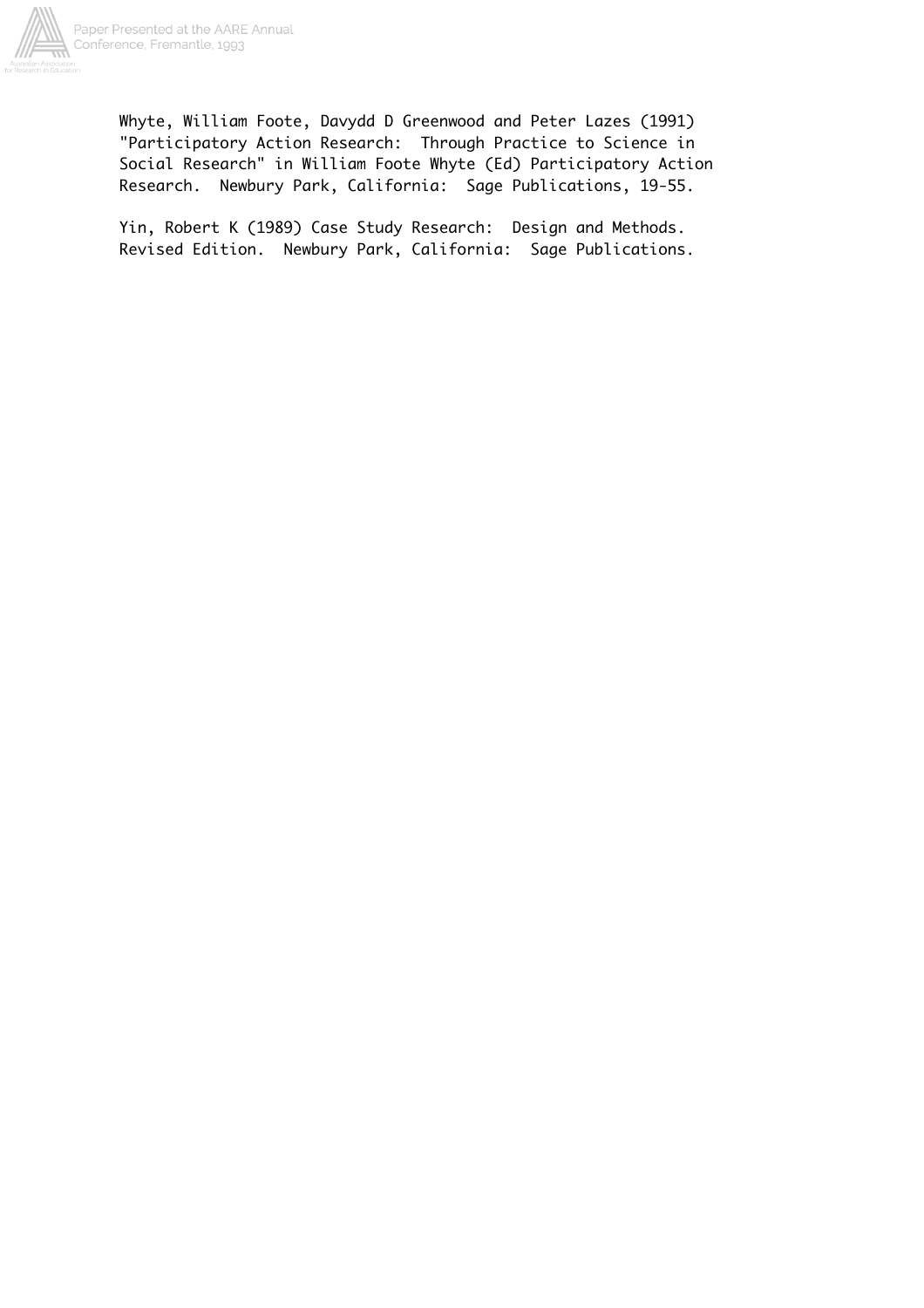Whyte, William Foote, Davydd D Greenwood and Peter Lazes (1991) "Participatory Action Research: Through Practice to Science in Social Research" in William Foote Whyte (Ed) Participatory Action Research. Newbury Park, California: Sage Publications, 19-55.

Yin, Robert K (1989) Case Study Research: Design and Methods. Revised Edition. Newbury Park, California: Sage Publications.